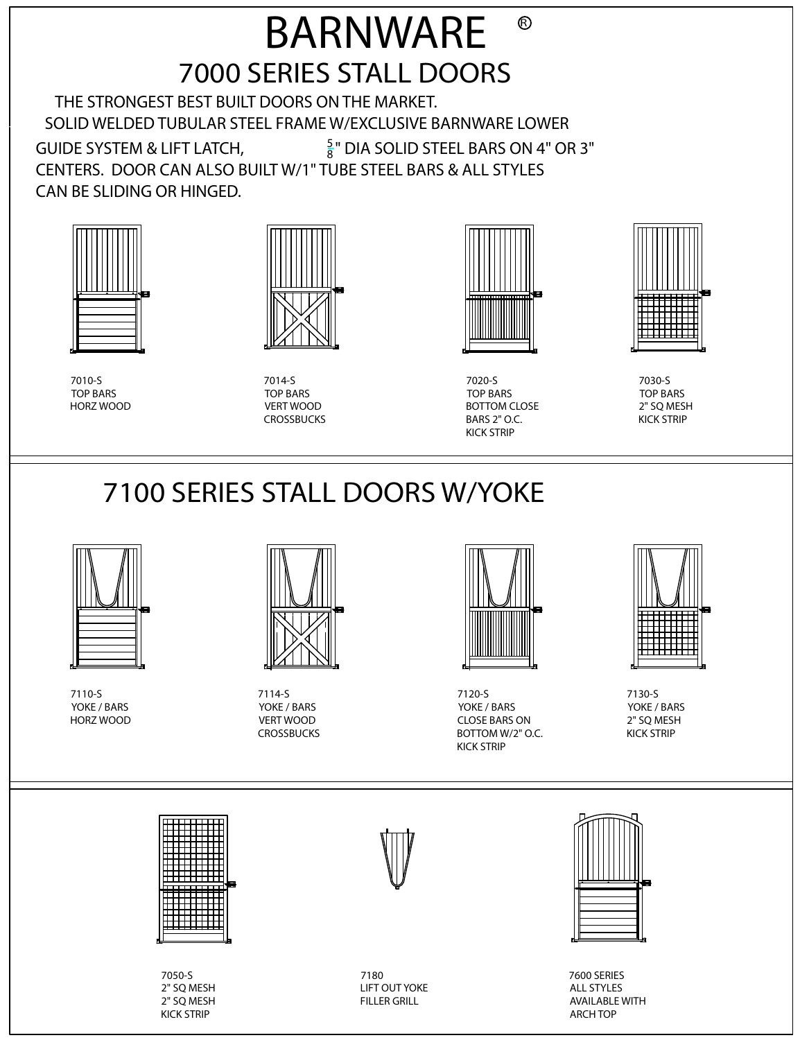# BARNWARE®

## 7000 SERIES STALL DOORS

THE STRONGEST BEST BUILT DOORS ON THE MARKET.
SOLID WELDED TUBULAR STEEL FRAME W/EXCLUSIVE BARNWARE LOWER GUIDE SYSTEM & LIFT LATCH, $\frac{5}{8}$" DIA SOLID STEEL BARS ON 4" OR 3" CENTERS. DOOR CAN ALSO BUILT W/1" TUBE STEEL BARS & ALL STYLES CAN BE SLIDING OR HINGED.

7010-S
TOP BARS
HORZ WOOD

7014-S
TOP BARS
VERT WOOD
CROSSBUCKS

7020-S
TOP BARS
BOTTOM CLOSE
BARS 2" O.C.
KICK STRIP

7030-S
TOP BARS
2" SQ MESH
KICK STRIP

## 7100 SERIES STALL DOORS W/YOKE

7110-S
YOKE / BARS
HORZ WOOD

7114-S
YOKE / BARS
VERT WOOD
CROSSBUCKS

7120-S
YOKE / BARS
CLOSE BARS ON
BOTTOM W/2" O.C.
KICK STRIP

7130-S
YOKE / BARS
2" SQ MESH
KICK STRIP

7050-S
2" SQ MESH
2" SQ MESH
KICK STRIP

7180
LIFT OUT YOKE
FILLER GRILL

7600 SERIES
ALL STYLES
AVAILABLE WITH
ARCH TOP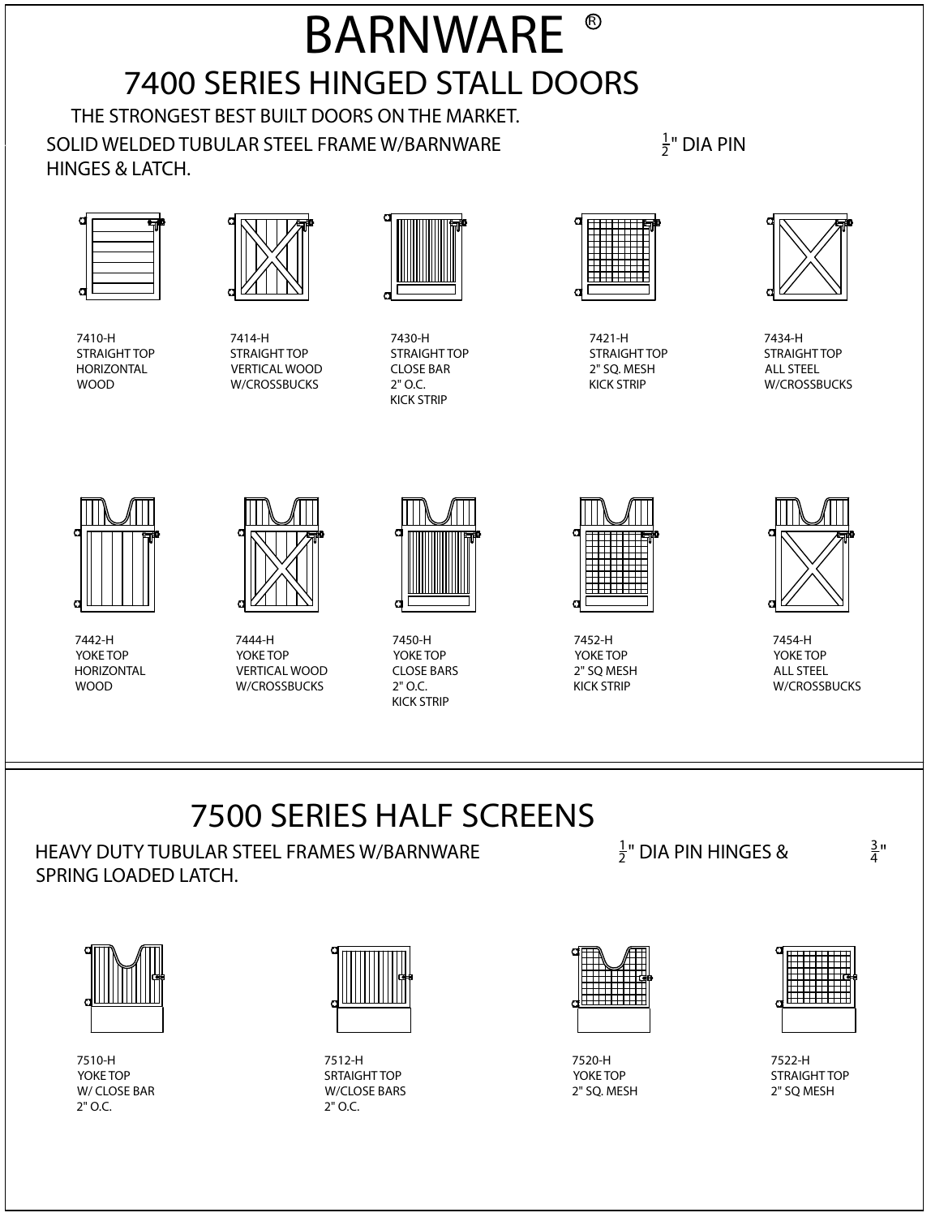# BARNWARE ®

## 7400 SERIES HINGED STALL DOORS

THE STRONGEST BEST BUILT DOORS ON THE MARKET.

SOLID WELDED TUBULAR STEEL FRAME W/BARNWARE $\frac{1}{2}$" DIA PIN HINGES & LATCH.

7410-H
STRAIGHT TOP
HORIZONTAL
WOOD

7414-H
STRAIGHT TOP
VERTICAL WOOD
W/CROSSBUCKS

7430-H
STRAIGHT TOP
CLOSE BAR
2" O.C.
KICK STRIP

7421-H
STRAIGHT TOP
2" SQ. MESH
KICK STRIP

7434-H
STRAIGHT TOP
ALL STEEL
W/CROSSBUCKS

7442-H
YOKE TOP
HORIZONTAL
WOOD

7444-H
YOKE TOP
VERTICAL WOOD
W/CROSSBUCKS

7450-H
YOKE TOP
CLOSE BARS
2" O.C.
KICK STRIP

7452-H
YOKE TOP
2" SQ MESH
KICK STRIP

7454-H
YOKE TOP
ALL STEEL
W/CROSSBUCKS

## 7500 SERIES HALF SCREENS

HEAVY DUTY TUBULAR STEEL FRAMES W/BARNWARE $\frac{1}{2}$" DIA PIN HINGES & $\frac{3}{4}$" SPRING LOADED LATCH.

7510-H
YOKE TOP
W/ CLOSE BAR
2" O.C.

7512-H
SRTAIGHT TOP
W/CLOSE BARS
2" O.C.

7520-H
YOKE TOP
2" SQ. MESH

7522-H
STRAIGHT TOP
2" SQ MESH